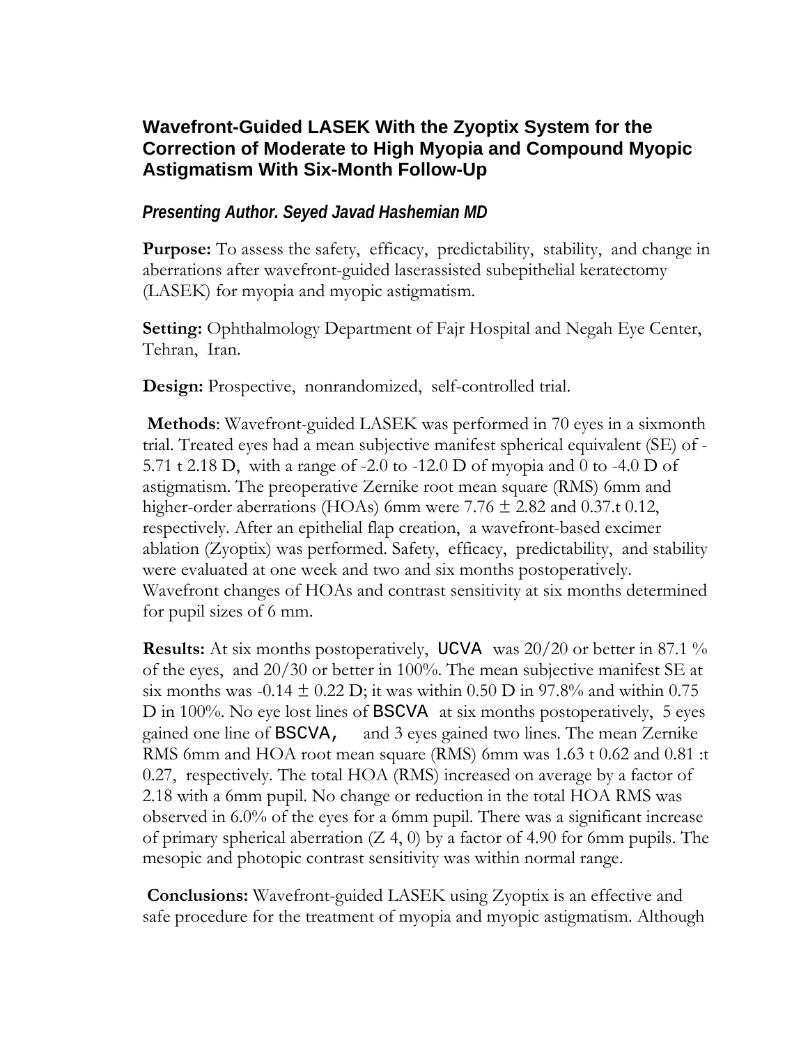# Wavefront-Guided LASEK With the Zyoptix System for the Correction of Moderate to High Myopia and Compound Myopic Astigmatism With Six-Month Follow-Up

***Presenting Author. Seyed Javad Hashemian MD***

**Purpose:** To assess the safety, efficacy, predictability, stability, and change in aberrations after wavefront-guided laserassisted subepithelial keratectomy (LASEK) for myopia and myopic astigmatism.

**Setting:** Ophthalmology Department of Fajr Hospital and Negah Eye Center, Tehran, Iran.

**Design:** Prospective, nonrandomized, self-controlled trial.

**Methods**: Wavefront-guided LASEK was performed in 70 eyes in a sixmonth trial. Treated eyes had a mean subjective manifest spherical equivalent (SE) of -5.71 t 2.18 D, with a range of -2.0 to -12.0 D of myopia and 0 to -4.0 D of astigmatism. The preoperative Zernike root mean square (RMS) 6mm and higher-order aberrations (HOAs) 6mm were 7.76 ± 2.82 and 0.37.t 0.12, respectively. After an epithelial flap creation, a wavefront-based excimer ablation (Zyoptix) was performed. Safety, efficacy, predictability, and stability were evaluated at one week and two and six months postoperatively. Wavefront changes of HOAs and contrast sensitivity at six months determined for pupil sizes of 6 mm.

**Results:** At six months postoperatively, UCVA was 20/20 or better in 87.1 % of the eyes, and 20/30 or better in 100%. The mean subjective manifest SE at six months was -0.14 ± 0.22 D; it was within 0.50 D in 97.8% and within 0.75 D in 100%. No eye lost lines of BSCVA at six months postoperatively, 5 eyes gained one line of BSCVA, and 3 eyes gained two lines. The mean Zernike RMS 6mm and HOA root mean square (RMS) 6mm was 1.63 t 0.62 and 0.81 :t 0.27, respectively. The total HOA (RMS) increased on average by a factor of 2.18 with a 6mm pupil. No change or reduction in the total HOA RMS was observed in 6.0% of the eyes for a 6mm pupil. There was a significant increase of primary spherical aberration (Z 4, 0) by a factor of 4.90 for 6mm pupils. The mesopic and photopic contrast sensitivity was within normal range.

**Conclusions:** Wavefront-guided LASEK using Zyoptix is an effective and safe procedure for the treatment of myopia and myopic astigmatism. Although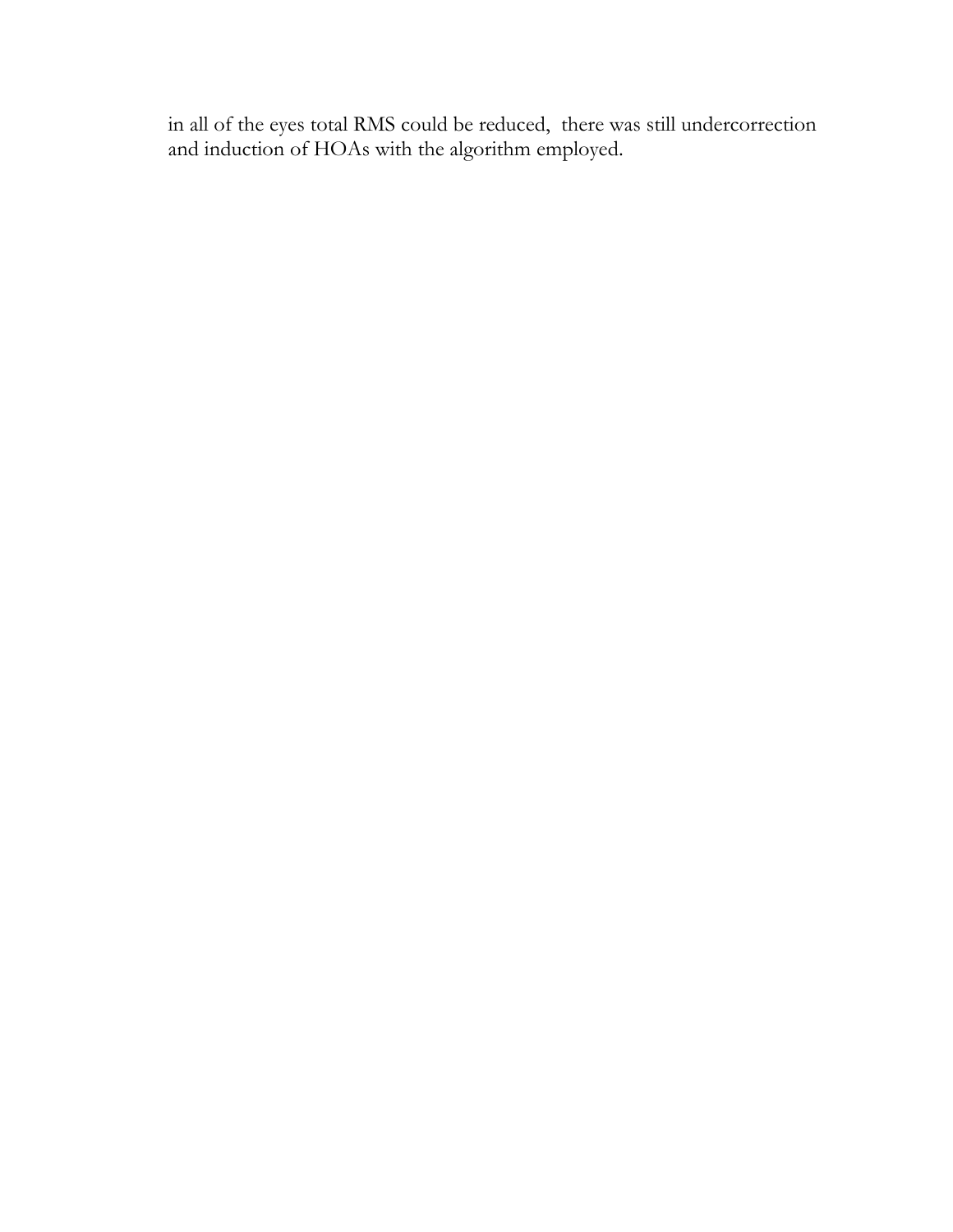in all of the eyes total RMS could be reduced, there was still undercorrection and induction of HOAs with the algorithm employed.